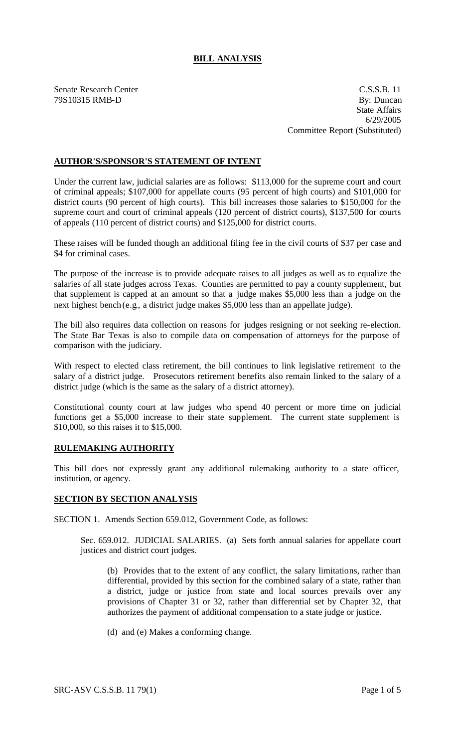## BILL ANALYSIS

Senate Research Center
79S10315 RMB-D

C.S.S.B. 11
By: Duncan
State Affairs
6/29/2005
Committee Report (Substituted)

### AUTHOR'S/SPONSOR'S STATEMENT OF INTENT

Under the current law, judicial salaries are as follows: $113,000 for the supreme court and court of criminal appeals; $107,000 for appellate courts (95 percent of high courts) and $101,000 for district courts (90 percent of high courts). This bill increases those salaries to $150,000 for the supreme court and court of criminal appeals (120 percent of district courts), $137,500 for courts of appeals (110 percent of district courts) and $125,000 for district courts.

These raises will be funded though an additional filing fee in the civil courts of $37 per case and $4 for criminal cases.

The purpose of the increase is to provide adequate raises to all judges as well as to equalize the salaries of all state judges across Texas. Counties are permitted to pay a county supplement, but that supplement is capped at an amount so that a judge makes $5,000 less than a judge on the next highest bench (e.g., a district judge makes $5,000 less than an appellate judge).

The bill also requires data collection on reasons for judges resigning or not seeking re-election. The State Bar Texas is also to compile data on compensation of attorneys for the purpose of comparison with the judiciary.

With respect to elected class retirement, the bill continues to link legislative retirement to the salary of a district judge. Prosecutors retirement benefits also remain linked to the salary of a district judge (which is the same as the salary of a district attorney).

Constitutional county court at law judges who spend 40 percent or more time on judicial functions get a $5,000 increase to their state supplement. The current state supplement is $10,000, so this raises it to $15,000.

### RULEMAKING AUTHORITY

This bill does not expressly grant any additional rulemaking authority to a state officer, institution, or agency.

### SECTION BY SECTION ANALYSIS

SECTION 1. Amends Section 659.012, Government Code, as follows:

Sec. 659.012. JUDICIAL SALARIES. (a) Sets forth annual salaries for appellate court justices and district court judges.

(b) Provides that to the extent of any conflict, the salary limitations, rather than differential, provided by this section for the combined salary of a state, rather than a district, judge or justice from state and local sources prevails over any provisions of Chapter 31 or 32, rather than differential set by Chapter 32, that authorizes the payment of additional compensation to a state judge or justice.

(d) and (e) Makes a conforming change.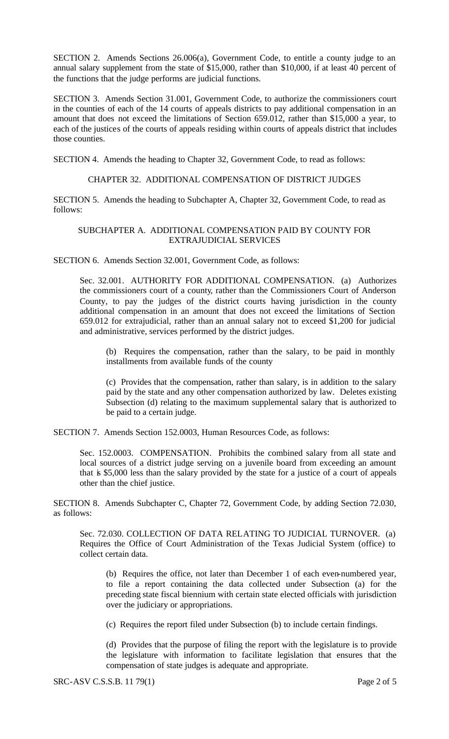SECTION 2. Amends Sections 26.006(a), Government Code, to entitle a county judge to an annual salary supplement from the state of $15,000, rather than $10,000, if at least 40 percent of the functions that the judge performs are judicial functions.

SECTION 3. Amends Section 31.001, Government Code, to authorize the commissioners court in the counties of each of the 14 courts of appeals districts to pay additional compensation in an amount that does not exceed the limitations of Section 659.012, rather than $15,000 a year, to each of the justices of the courts of appeals residing within courts of appeals district that includes those counties.

SECTION 4. Amends the heading to Chapter 32, Government Code, to read as follows:

CHAPTER 32. ADDITIONAL COMPENSATION OF DISTRICT JUDGES

SECTION 5. Amends the heading to Subchapter A, Chapter 32, Government Code, to read as follows:

SUBCHAPTER A. ADDITIONAL COMPENSATION PAID BY COUNTY FOR EXTRAJUDICIAL SERVICES

SECTION 6. Amends Section 32.001, Government Code, as follows:

Sec. 32.001. AUTHORITY FOR ADDITIONAL COMPENSATION. (a) Authorizes the commissioners court of a county, rather than the Commissioners Court of Anderson County, to pay the judges of the district courts having jurisdiction in the county additional compensation in an amount that does not exceed the limitations of Section 659.012 for extrajudicial, rather than an annual salary not to exceed $1,200 for judicial and administrative, services performed by the district judges.

(b) Requires the compensation, rather than the salary, to be paid in monthly installments from available funds of the county

(c) Provides that the compensation, rather than salary, is in addition to the salary paid by the state and any other compensation authorized by law. Deletes existing Subsection (d) relating to the maximum supplemental salary that is authorized to be paid to a certain judge.

SECTION 7. Amends Section 152.0003, Human Resources Code, as follows:

Sec. 152.0003. COMPENSATION. Prohibits the combined salary from all state and local sources of a district judge serving on a juvenile board from exceeding an amount that is $5,000 less than the salary provided by the state for a justice of a court of appeals other than the chief justice.

SECTION 8. Amends Subchapter C, Chapter 72, Government Code, by adding Section 72.030, as follows:

Sec. 72.030. COLLECTION OF DATA RELATING TO JUDICIAL TURNOVER. (a) Requires the Office of Court Administration of the Texas Judicial System (office) to collect certain data.

(b) Requires the office, not later than December 1 of each even-numbered year, to file a report containing the data collected under Subsection (a) for the preceding state fiscal biennium with certain state elected officials with jurisdiction over the judiciary or appropriations.

(c) Requires the report filed under Subsection (b) to include certain findings.

(d) Provides that the purpose of filing the report with the legislature is to provide the legislature with information to facilitate legislation that ensures that the compensation of state judges is adequate and appropriate.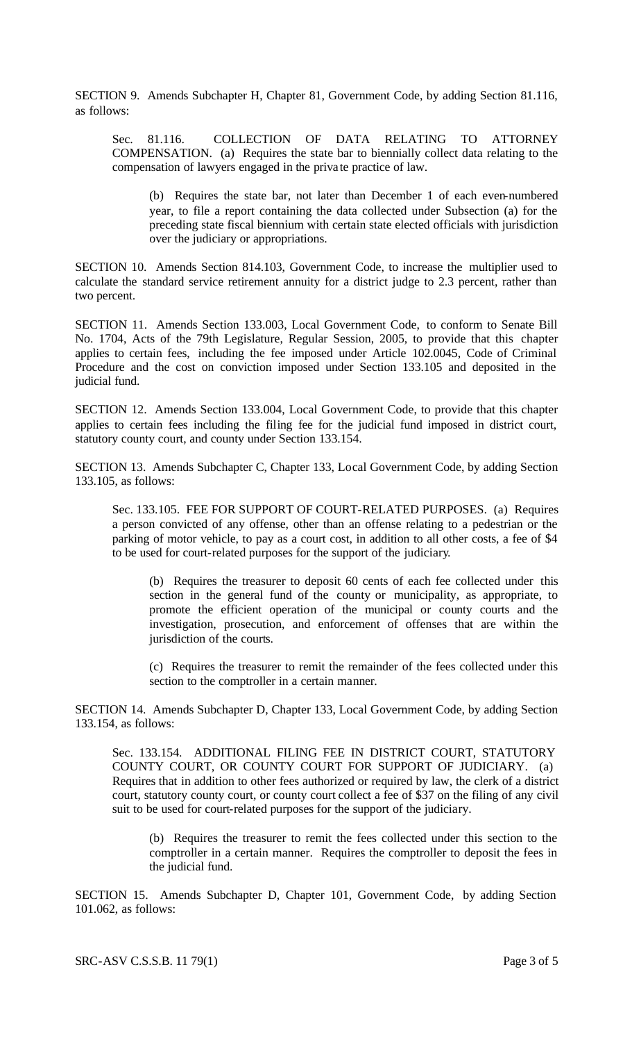SECTION 9. Amends Subchapter H, Chapter 81, Government Code, by adding Section 81.116, as follows:

> Sec. 81.116. COLLECTION OF DATA RELATING TO ATTORNEY COMPENSATION. (a) Requires the state bar to biennially collect data relating to the compensation of lawyers engaged in the private practice of law.
>
> > (b) Requires the state bar, not later than December 1 of each even-numbered year, to file a report containing the data collected under Subsection (a) for the preceding state fiscal biennium with certain state elected officials with jurisdiction over the judiciary or appropriations.

SECTION 10. Amends Section 814.103, Government Code, to increase the multiplier used to calculate the standard service retirement annuity for a district judge to 2.3 percent, rather than two percent.

SECTION 11. Amends Section 133.003, Local Government Code, to conform to Senate Bill No. 1704, Acts of the 79th Legislature, Regular Session, 2005, to provide that this chapter applies to certain fees, including the fee imposed under Article 102.0045, Code of Criminal Procedure and the cost on conviction imposed under Section 133.105 and deposited in the judicial fund.

SECTION 12. Amends Section 133.004, Local Government Code, to provide that this chapter applies to certain fees including the filing fee for the judicial fund imposed in district court, statutory county court, and county under Section 133.154.

SECTION 13. Amends Subchapter C, Chapter 133, Local Government Code, by adding Section 133.105, as follows:

> Sec. 133.105. FEE FOR SUPPORT OF COURT-RELATED PURPOSES. (a) Requires a person convicted of any offense, other than an offense relating to a pedestrian or the parking of motor vehicle, to pay as a court cost, in addition to all other costs, a fee of $4 to be used for court-related purposes for the support of the judiciary.
>
> > (b) Requires the treasurer to deposit 60 cents of each fee collected under this section in the general fund of the county or municipality, as appropriate, to promote the efficient operation of the municipal or county courts and the investigation, prosecution, and enforcement of offenses that are within the jurisdiction of the courts.
> >
> > (c) Requires the treasurer to remit the remainder of the fees collected under this section to the comptroller in a certain manner.

SECTION 14. Amends Subchapter D, Chapter 133, Local Government Code, by adding Section 133.154, as follows:

> Sec. 133.154. ADDITIONAL FILING FEE IN DISTRICT COURT, STATUTORY COUNTY COURT, OR COUNTY COURT FOR SUPPORT OF JUDICIARY. (a) Requires that in addition to other fees authorized or required by law, the clerk of a district court, statutory county court, or county court collect a fee of $37 on the filing of any civil suit to be used for court-related purposes for the support of the judiciary.
>
> > (b) Requires the treasurer to remit the fees collected under this section to the comptroller in a certain manner. Requires the comptroller to deposit the fees in the judicial fund.

SECTION 15. Amends Subchapter D, Chapter 101, Government Code, by adding Section 101.062, as follows: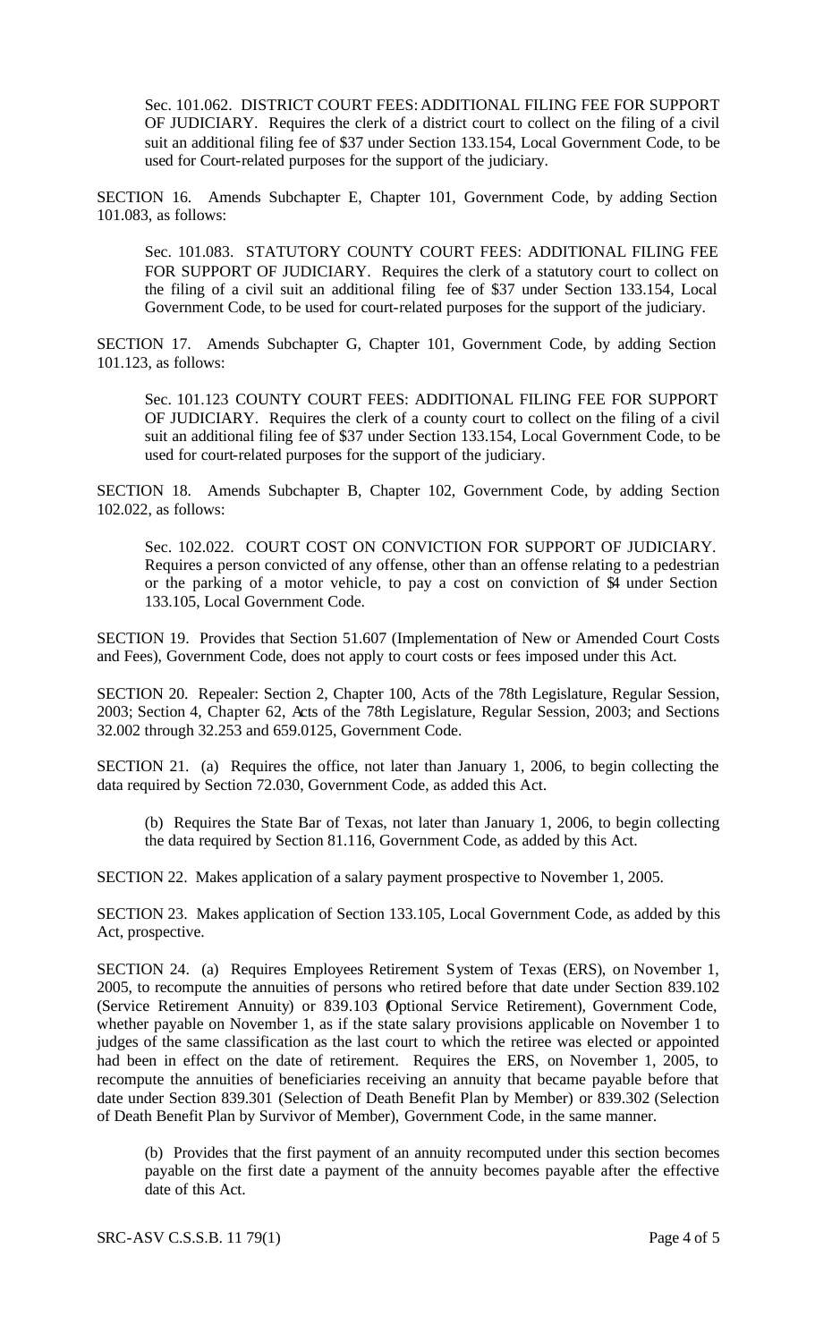Sec. 101.062. DISTRICT COURT FEES: ADDITIONAL FILING FEE FOR SUPPORT OF JUDICIARY. Requires the clerk of a district court to collect on the filing of a civil suit an additional filing fee of $37 under Section 133.154, Local Government Code, to be used for Court-related purposes for the support of the judiciary.

SECTION 16. Amends Subchapter E, Chapter 101, Government Code, by adding Section 101.083, as follows:

Sec. 101.083. STATUTORY COUNTY COURT FEES: ADDITIONAL FILING FEE FOR SUPPORT OF JUDICIARY. Requires the clerk of a statutory court to collect on the filing of a civil suit an additional filing fee of $37 under Section 133.154, Local Government Code, to be used for court-related purposes for the support of the judiciary.

SECTION 17. Amends Subchapter G, Chapter 101, Government Code, by adding Section 101.123, as follows:

Sec. 101.123 COUNTY COURT FEES: ADDITIONAL FILING FEE FOR SUPPORT OF JUDICIARY. Requires the clerk of a county court to collect on the filing of a civil suit an additional filing fee of $37 under Section 133.154, Local Government Code, to be used for court-related purposes for the support of the judiciary.

SECTION 18. Amends Subchapter B, Chapter 102, Government Code, by adding Section 102.022, as follows:

Sec. 102.022. COURT COST ON CONVICTION FOR SUPPORT OF JUDICIARY. Requires a person convicted of any offense, other than an offense relating to a pedestrian or the parking of a motor vehicle, to pay a cost on conviction of $4 under Section 133.105, Local Government Code.

SECTION 19. Provides that Section 51.607 (Implementation of New or Amended Court Costs and Fees), Government Code, does not apply to court costs or fees imposed under this Act.

SECTION 20. Repealer: Section 2, Chapter 100, Acts of the 78th Legislature, Regular Session, 2003; Section 4, Chapter 62, Acts of the 78th Legislature, Regular Session, 2003; and Sections 32.002 through 32.253 and 659.0125, Government Code.

SECTION 21. (a) Requires the office, not later than January 1, 2006, to begin collecting the data required by Section 72.030, Government Code, as added this Act.

(b) Requires the State Bar of Texas, not later than January 1, 2006, to begin collecting the data required by Section 81.116, Government Code, as added by this Act.

SECTION 22. Makes application of a salary payment prospective to November 1, 2005.

SECTION 23. Makes application of Section 133.105, Local Government Code, as added by this Act, prospective.

SECTION 24. (a) Requires Employees Retirement System of Texas (ERS), on November 1, 2005, to recompute the annuities of persons who retired before that date under Section 839.102 (Service Retirement Annuity) or 839.103 (Optional Service Retirement), Government Code, whether payable on November 1, as if the state salary provisions applicable on November 1 to judges of the same classification as the last court to which the retiree was elected or appointed had been in effect on the date of retirement. Requires the ERS, on November 1, 2005, to recompute the annuities of beneficiaries receiving an annuity that became payable before that date under Section 839.301 (Selection of Death Benefit Plan by Member) or 839.302 (Selection of Death Benefit Plan by Survivor of Member), Government Code, in the same manner.

(b) Provides that the first payment of an annuity recomputed under this section becomes payable on the first date a payment of the annuity becomes payable after the effective date of this Act.

SRC-ASV C.S.S.B. 11 79(1)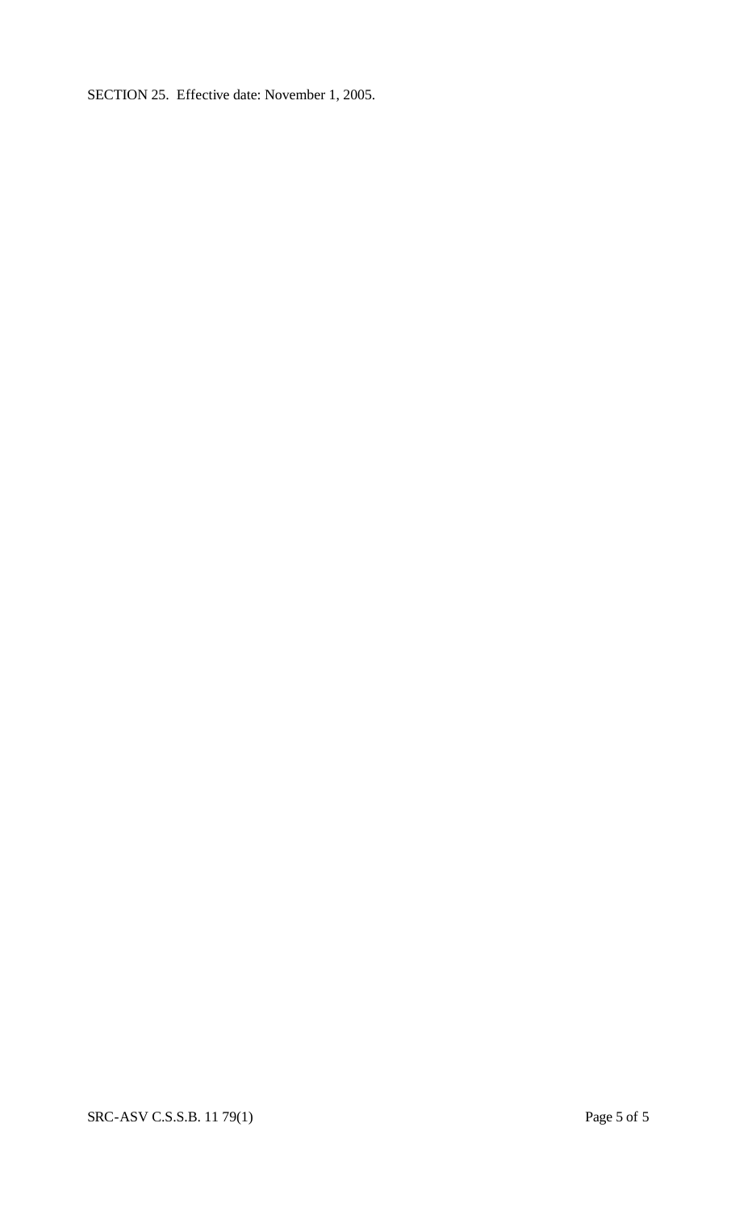SECTION 25. Effective date: November 1, 2005.